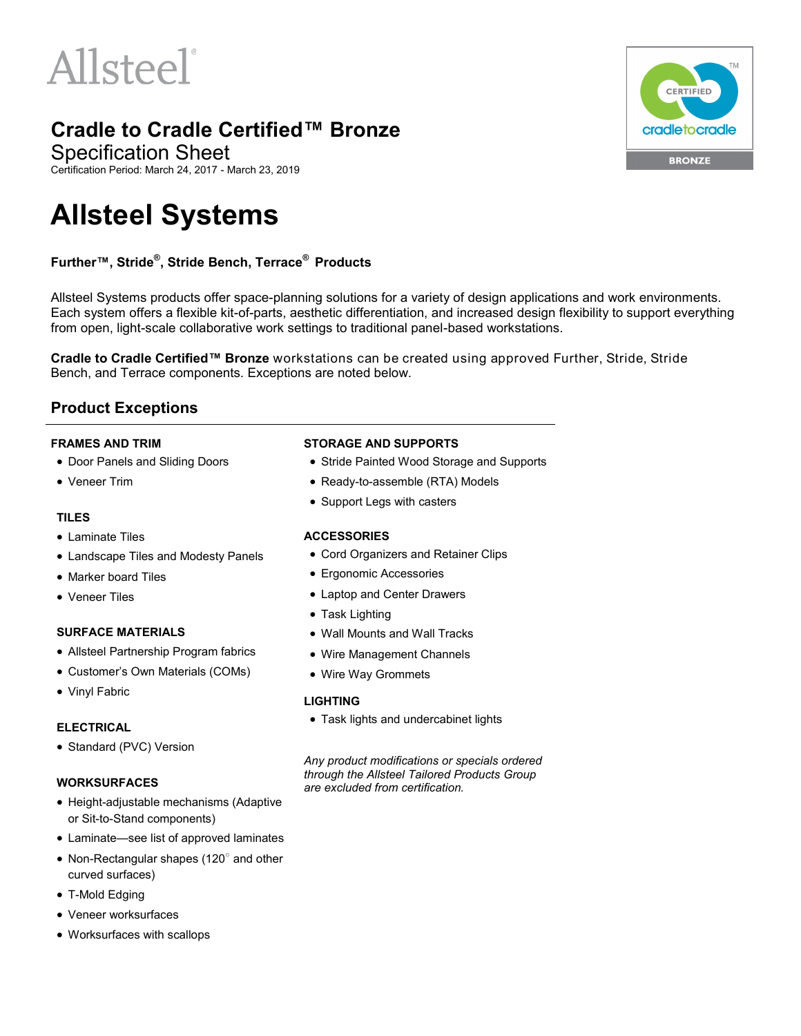Allsteel®

# Cradle to Cradle Certified™ Bronze

Specification Sheet

Certification Period: March 24, 2017 - March 23, 2019

CERTIFIED cradletocradle™ BRONZE

# Allsteel Systems

**Further™, Stride®, Stride Bench, Terrace® Products**

Allsteel Systems products offer space-planning solutions for a variety of design applications and work environments. Each system offers a flexible kit-of-parts, aesthetic differentiation, and increased design flexibility to support everything from open, light-scale collaborative work settings to traditional panel-based workstations.

**Cradle to Cradle Certified™ Bronze** workstations can be created using approved Further, Stride, Stride Bench, and Terrace components. Exceptions are noted below.

## Product Exceptions

### FRAMES AND TRIM

- Door Panels and Sliding Doors
- Veneer Trim

### TILES

- Laminate Tiles
- Landscape Tiles and Modesty Panels
- Marker board Tiles
- Veneer Tiles

### SURFACE MATERIALS

- Allsteel Partnership Program fabrics
- Customer's Own Materials (COMs)
- Vinyl Fabric

### ELECTRICAL

- Standard (PVC) Version

### WORKSURFACES

- Height-adjustable mechanisms (Adaptive or Sit-to-Stand components)
- Laminate—see list of approved laminates
- Non-Rectangular shapes (120° and other curved surfaces)
- T-Mold Edging
- Veneer worksurfaces
- Worksurfaces with scallops

### STORAGE AND SUPPORTS

- Stride Painted Wood Storage and Supports
- Ready-to-assemble (RTA) Models
- Support Legs with casters

### ACCESSORIES

- Cord Organizers and Retainer Clips
- Ergonomic Accessories
- Laptop and Center Drawers
- Task Lighting
- Wall Mounts and Wall Tracks
- Wire Management Channels
- Wire Way Grommets

### LIGHTING

- Task lights and undercabinet lights

*Any product modifications or specials ordered through the Allsteel Tailored Products Group are excluded from certification.*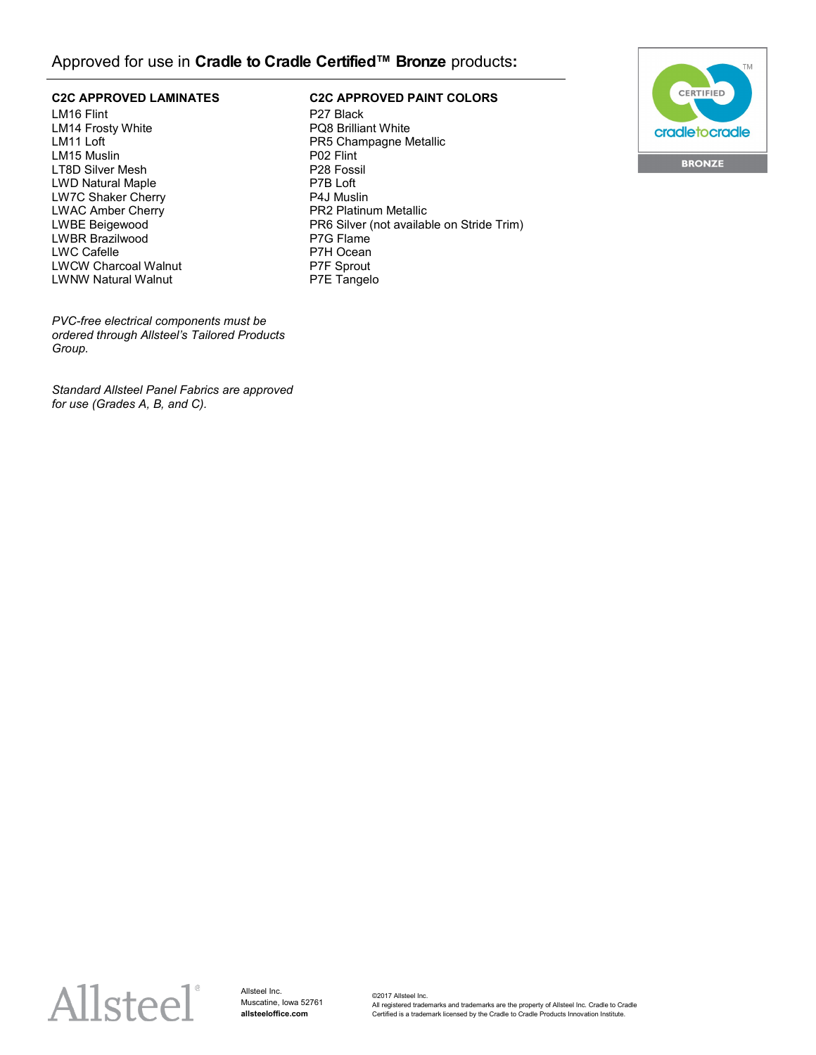## Approved for use in **Cradle to Cradle Certified™ Bronze** products:

**C2C APPROVED LAMINATES**

LM16 Flint
LM14 Frosty White
LM11 Loft
LM15 Muslin
LT8D Silver Mesh
LWD Natural Maple
LW7C Shaker Cherry
LWAC Amber Cherry
LWBE Beigewood
LWBR Brazilwood
LWC Cafelle
LWCW Charcoal Walnut
LWNW Natural Walnut

**C2C APPROVED PAINT COLORS**

P27 Black
PQ8 Brilliant White
PR5 Champagne Metallic
P02 Flint
P28 Fossil
P7B Loft
P4J Muslin
PR2 Platinum Metallic
PR6 Silver (not available on Stride Trim)
P7G Flame
P7H Ocean
P7F Sprout
P7E Tangelo

*PVC-free electrical components must be ordered through Allsteel's Tailored Products Group.*

*Standard Allsteel Panel Fabrics are approved for use (Grades A, B, and C).*

Allsteel Inc.
Muscatine, Iowa 52761
**allsteeloffice.com**

©2017 Allsteel Inc.
All registered trademarks and trademarks are the property of Allsteel Inc. Cradle to Cradle Certified is a trademark licensed by the Cradle to Cradle Products Innovation Institute.